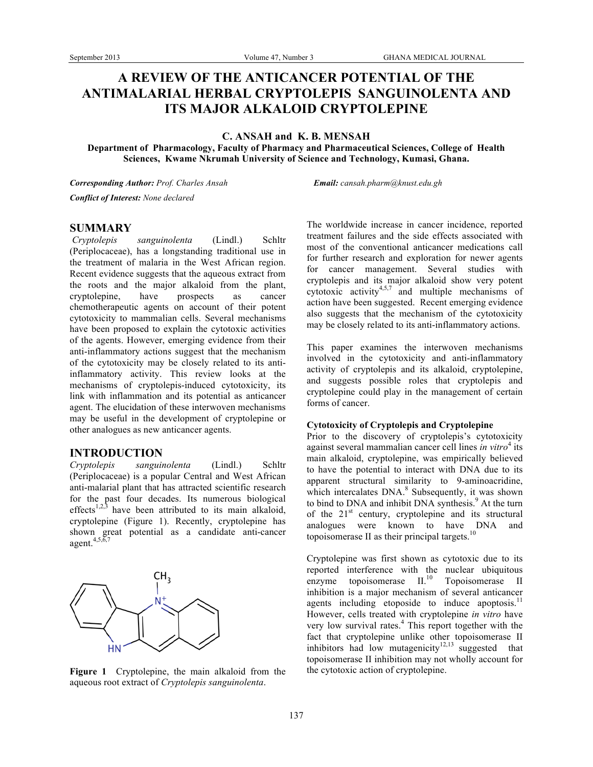# A REVIEW OF THE ANTICANCER POTENTIAL OF THE ANTIMALARIAL HERBAL CRYPTOLEPIS SANGUINOLENTA AND ITS MAJOR ALKALOID CRYPTOLEPINE

**C. ANSAH and K. B. MENSAH**

**Department of Pharmacology, Faculty of Pharmacy and Pharmaceutical Sciences, College of Health Sciences, Kwame Nkrumah University of Science and Technology, Kumasi, Ghana.**

***Corresponding Author:*** *Prof. Charles Ansah* ***Email:*** *cansah.pharm@knust.edu.gh*

***Conflict of Interest:*** *None declared*

## SUMMARY

*Cryptolepis sanguinolenta* (Lindl.) Schltr (Periplocaceae), has a longstanding traditional use in the treatment of malaria in the West African region. Recent evidence suggests that the aqueous extract from the roots and the major alkaloid from the plant, cryptolepine, have prospects as cancer chemotherapeutic agents on account of their potent cytotoxicity to mammalian cells. Several mechanisms have been proposed to explain the cytotoxic activities of the agents. However, emerging evidence from their anti-inflammatory actions suggest that the mechanism of the cytotoxicity may be closely related to its anti-inflammatory activity. This review looks at the mechanisms of cryptolepis-induced cytotoxicity, its link with inflammation and its potential as anticancer agent. The elucidation of these interwoven mechanisms may be useful in the development of cryptolepine or other analogues as new anticancer agents.

## INTRODUCTION

*Cryptolepis sanguinolenta* (Lindl.) Schltr (Periplocaceae) is a popular Central and West African anti-malarial plant that has attracted scientific research for the past four decades. Its numerous biological effects[1,2,3] have been attributed to its main alkaloid, cryptolepine (Figure 1). Recently, cryptolepine has shown great potential as a candidate anti-cancer agent.[4,5,6,7]

**Figure 1** Cryptolepine, the main alkaloid from the aqueous root extract of *Cryptolepis sanguinolenta*.

The worldwide increase in cancer incidence, reported treatment failures and the side effects associated with most of the conventional anticancer medications call for further research and exploration for newer agents for cancer management. Several studies with cryptolepis and its major alkaloid show very potent cytotoxic activity[4,5,7] and multiple mechanisms of action have been suggested. Recent emerging evidence also suggests that the mechanism of the cytotoxicity may be closely related to its anti-inflammatory actions.

This paper examines the interwoven mechanisms involved in the cytotoxicity and anti-inflammatory activity of cryptolepis and its alkaloid, cryptolepine, and suggests possible roles that cryptolepis and cryptolepine could play in the management of certain forms of cancer.

### Cytotoxicity of Cryptolepis and Cryptolepine

Prior to the discovery of cryptolepis's cytotoxicity against several mammalian cancer cell lines *in vitro*[4] its main alkaloid, cryptolepine, was empirically believed to have the potential to interact with DNA due to its apparent structural similarity to 9-aminoacridine, which intercalates DNA.[8] Subsequently, it was shown to bind to DNA and inhibit DNA synthesis.[9] At the turn of the 21st century, cryptolepine and its structural analogues were known to have DNA and topoisomerase II as their principal targets.[10]

Cryptolepine was first shown as cytotoxic due to its reported interference with the nuclear ubiquitous enzyme topoisomerase II.[10] Topoisomerase II inhibition is a major mechanism of several anticancer agents including etoposide to induce apoptosis.[11] However, cells treated with cryptolepine *in vitro* have very low survival rates.[4] This report together with the fact that cryptolepine unlike other topoisomerase II inhibitors had low mutagenicity[12,13] suggested that topoisomerase II inhibition may not wholly account for the cytotoxic action of cryptolepine.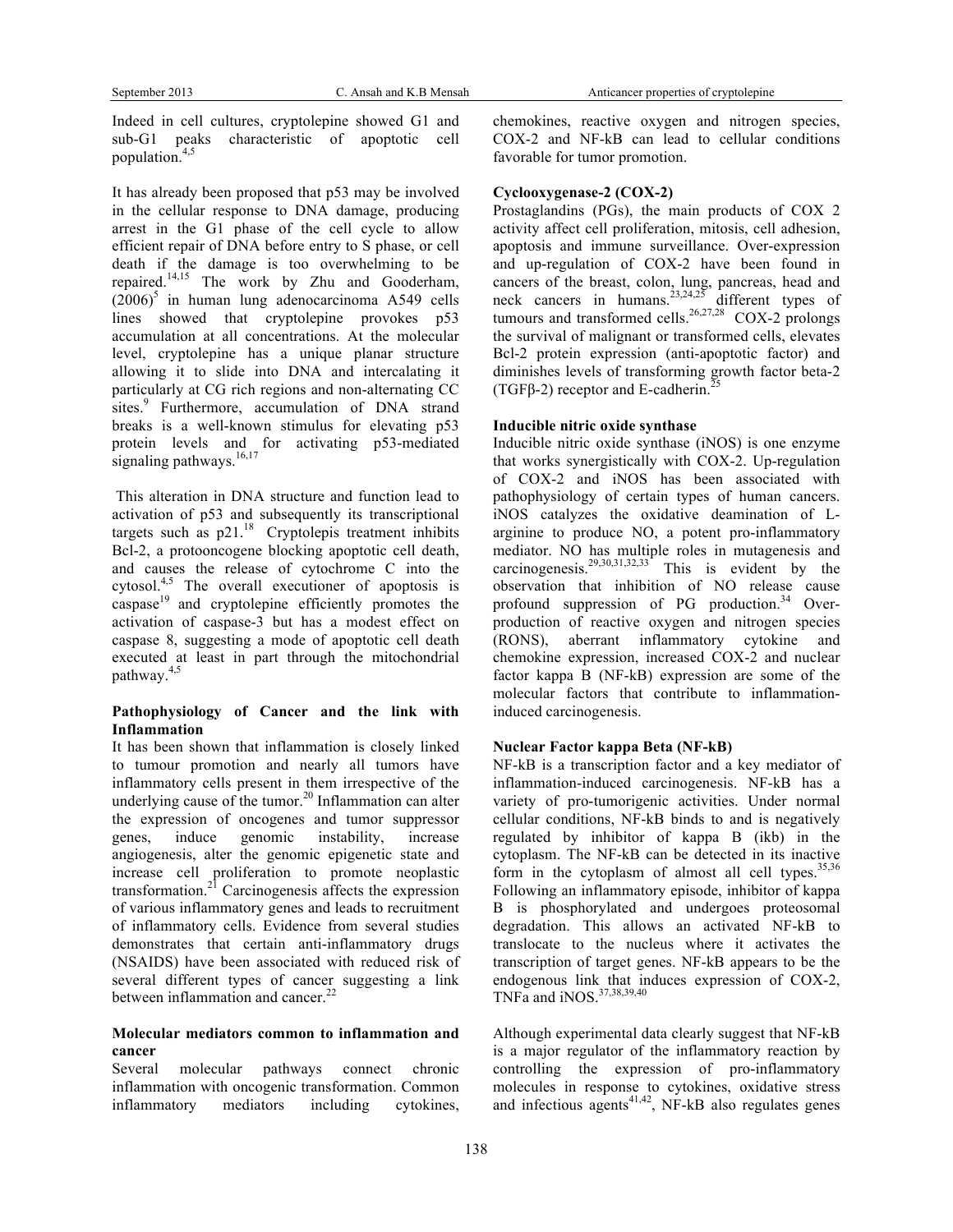Indeed in cell cultures, cryptolepine showed G1 and sub-G1 peaks characteristic of apoptotic cell population.[4,5]

It has already been proposed that p53 may be involved in the cellular response to DNA damage, producing arrest in the G1 phase of the cell cycle to allow efficient repair of DNA before entry to S phase, or cell death if the damage is too overwhelming to be repaired.[14,15] The work by Zhu and Gooderham, (2006)[5] in human lung adenocarcinoma A549 cells lines showed that cryptolepine provokes p53 accumulation at all concentrations. At the molecular level, cryptolepine has a unique planar structure allowing it to slide into DNA and intercalating it particularly at CG rich regions and non-alternating CC sites.[9] Furthermore, accumulation of DNA strand breaks is a well-known stimulus for elevating p53 protein levels and for activating p53-mediated signaling pathways.[16,17]

This alteration in DNA structure and function lead to activation of p53 and subsequently its transcriptional targets such as p21.[18] Cryptolepis treatment inhibits Bcl-2, a protooncogene blocking apoptotic cell death, and causes the release of cytochrome C into the cytosol.[4,5] The overall executioner of apoptosis is caspase[19] and cryptolepine efficiently promotes the activation of caspase-3 but has a modest effect on caspase 8, suggesting a mode of apoptotic cell death executed at least in part through the mitochondrial pathway.[4,5]

**Pathophysiology of Cancer and the link with Inflammation**

It has been shown that inflammation is closely linked to tumour promotion and nearly all tumors have inflammatory cells present in them irrespective of the underlying cause of the tumor.[20] Inflammation can alter the expression of oncogenes and tumor suppressor genes, induce genomic instability, increase angiogenesis, alter the genomic epigenetic state and increase cell proliferation to promote neoplastic transformation.[21] Carcinogenesis affects the expression of various inflammatory genes and leads to recruitment of inflammatory cells. Evidence from several studies demonstrates that certain anti-inflammatory drugs (NSAIDS) have been associated with reduced risk of several different types of cancer suggesting a link between inflammation and cancer.[22]

**Molecular mediators common to inflammation and cancer**

Several molecular pathways connect chronic inflammation with oncogenic transformation. Common inflammatory mediators including cytokines, chemokines, reactive oxygen and nitrogen species, COX-2 and NF-kB can lead to cellular conditions favorable for tumor promotion.

**Cyclooxygenase-2 (COX-2)**

Prostaglandins (PGs), the main products of COX 2 activity affect cell proliferation, mitosis, cell adhesion, apoptosis and immune surveillance. Over-expression and up-regulation of COX-2 have been found in cancers of the breast, colon, lung, pancreas, head and neck cancers in humans.[23,24,25] different types of tumours and transformed cells.[26,27,28] COX-2 prolongs the survival of malignant or transformed cells, elevates Bcl-2 protein expression (anti-apoptotic factor) and diminishes levels of transforming growth factor beta-2 (TGFβ-2) receptor and E-cadherin.[25]

**Inducible nitric oxide synthase**

Inducible nitric oxide synthase (iNOS) is one enzyme that works synergistically with COX-2. Up-regulation of COX-2 and iNOS has been associated with pathophysiology of certain types of human cancers. iNOS catalyzes the oxidative deamination of L-arginine to produce NO, a potent pro-inflammatory mediator. NO has multiple roles in mutagenesis and carcinogenesis.[29,30,31,32,33] This is evident by the observation that inhibition of NO release cause profound suppression of PG production.[34] Over-production of reactive oxygen and nitrogen species (RONS), aberrant inflammatory cytokine and chemokine expression, increased COX-2 and nuclear factor kappa B (NF-kB) expression are some of the molecular factors that contribute to inflammation-induced carcinogenesis.

**Nuclear Factor kappa Beta (NF-kB)**

NF-kB is a transcription factor and a key mediator of inflammation-induced carcinogenesis. NF-kB has a variety of pro-tumorigenic activities. Under normal cellular conditions, NF-kB binds to and is negatively regulated by inhibitor of kappa B (ikb) in the cytoplasm. The NF-kB can be detected in its inactive form in the cytoplasm of almost all cell types.[35,36] Following an inflammatory episode, inhibitor of kappa B is phosphorylated and undergoes proteosomal degradation. This allows an activated NF-kB to translocate to the nucleus where it activates the transcription of target genes. NF-kB appears to be the endogenous link that induces expression of COX-2, TNFa and iNOS.[37,38,39,40]

Although experimental data clearly suggest that NF-kB is a major regulator of the inflammatory reaction by controlling the expression of pro-inflammatory molecules in response to cytokines, oxidative stress and infectious agents[41,42], NF-kB also regulates genes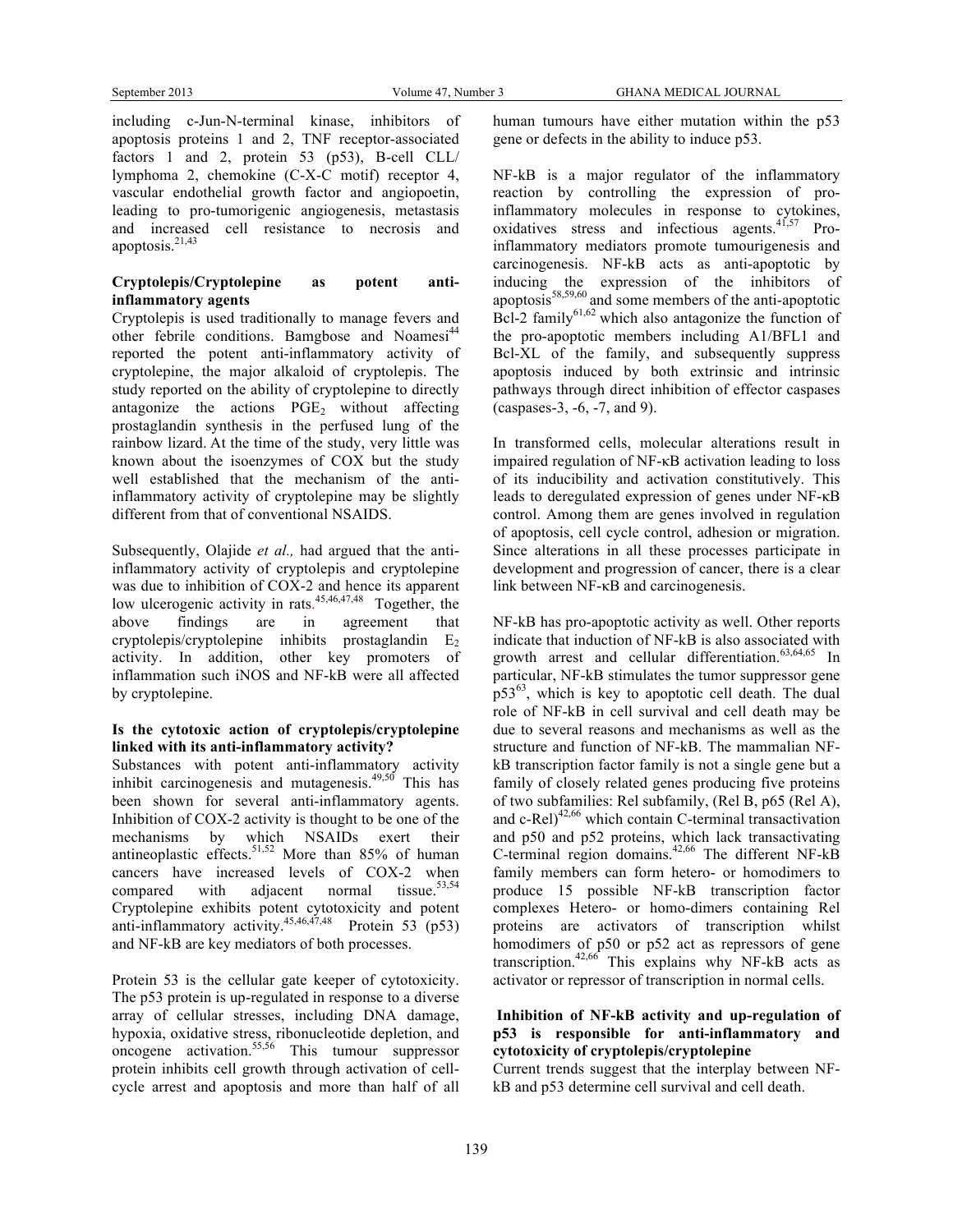including c-Jun-N-terminal kinase, inhibitors of apoptosis proteins 1 and 2, TNF receptor-associated factors 1 and 2, protein 53 (p53), B-cell CLL/ lymphoma 2, chemokine (C-X-C motif) receptor 4, vascular endothelial growth factor and angiopoetin, leading to pro-tumorigenic angiogenesis, metastasis and increased cell resistance to necrosis and apoptosis.[21,43]

**Cryptolepis/Cryptolepine as potent anti-inflammatory agents**

Cryptolepis is used traditionally to manage fevers and other febrile conditions. Bamgbose and Noamesi[44] reported the potent anti-inflammatory activity of cryptolepine, the major alkaloid of cryptolepis. The study reported on the ability of cryptolepine to directly antagonize the actions $PGE_2$ without affecting prostaglandin synthesis in the perfused lung of the rainbow lizard. At the time of the study, very little was known about the isoenzymes of COX but the study well established that the mechanism of the anti-inflammatory activity of cryptolepine may be slightly different from that of conventional NSAIDS.

Subsequently, Olajide *et al.,* had argued that the anti-inflammatory activity of cryptolepis and cryptolepine was due to inhibition of COX-2 and hence its apparent low ulcerogenic activity in rats.[45,46,47,48] Together, the above findings are in agreement that cryptolepis/cryptolepine inhibits prostaglandin $E_2$ activity. In addition, other key promoters of inflammation such iNOS and NF-kB were all affected by cryptolepine.

**Is the cytotoxic action of cryptolepis/cryptolepine linked with its anti-inflammatory activity?**

Substances with potent anti-inflammatory activity inhibit carcinogenesis and mutagenesis.[49,50] This has been shown for several anti-inflammatory agents. Inhibition of COX-2 activity is thought to be one of the mechanisms by which NSAIDs exert their antineoplastic effects.[51,52] More than 85% of human cancers have increased levels of COX-2 when compared with adjacent normal tissue.[53,54] Cryptolepine exhibits potent cytotoxicity and potent anti-inflammatory activity.[45,46,47,48] Protein 53 (p53) and NF-kB are key mediators of both processes.

Protein 53 is the cellular gate keeper of cytotoxicity. The p53 protein is up-regulated in response to a diverse array of cellular stresses, including DNA damage, hypoxia, oxidative stress, ribonucleotide depletion, and oncogene activation.[55,56] This tumour suppressor protein inhibits cell growth through activation of cell-cycle arrest and apoptosis and more than half of all human tumours have either mutation within the p53 gene or defects in the ability to induce p53.

NF-kB is a major regulator of the inflammatory reaction by controlling the expression of pro-inflammatory molecules in response to cytokines, oxidatives stress and infectious agents.[41,57] Pro-inflammatory mediators promote tumourigenesis and carcinogenesis. NF-kB acts as anti-apoptotic by inducing the expression of the inhibitors of apoptosis[58,59,60] and some members of the anti-apoptotic Bcl-2 family[61,62] which also antagonize the function of the pro-apoptotic members including A1/BFL1 and Bcl-XL of the family, and subsequently suppress apoptosis induced by both extrinsic and intrinsic pathways through direct inhibition of effector caspases (caspases-3, -6, -7, and 9).

In transformed cells, molecular alterations result in impaired regulation of NF-κB activation leading to loss of its inducibility and activation constitutively. This leads to deregulated expression of genes under NF-κB control. Among them are genes involved in regulation of apoptosis, cell cycle control, adhesion or migration. Since alterations in all these processes participate in development and progression of cancer, there is a clear link between NF-κB and carcinogenesis.

NF-kB has pro-apoptotic activity as well. Other reports indicate that induction of NF-kB is also associated with growth arrest and cellular differentiation.[63,64,65] In particular, NF-kB stimulates the tumor suppressor gene p53[63], which is key to apoptotic cell death. The dual role of NF-kB in cell survival and cell death may be due to several reasons and mechanisms as well as the structure and function of NF-kB. The mammalian NF-kB transcription factor family is not a single gene but a family of closely related genes producing five proteins of two subfamilies: Rel subfamily, (Rel B, p65 (Rel A), and c-Rel)[42,66] which contain C-terminal transactivation and p50 and p52 proteins, which lack transactivating C-terminal region domains.[42,66] The different NF-kB family members can form hetero- or homodimers to produce 15 possible NF-kB transcription factor complexes Hetero- or homo-dimers containing Rel proteins are activators of transcription whilst homodimers of p50 or p52 act as repressors of gene transcription.[42,66] This explains why NF-kB acts as activator or repressor of transcription in normal cells.

**Inhibition of NF-kB activity and up-regulation of p53 is responsible for anti-inflammatory and cytotoxicity of cryptolepis/cryptolepine**

Current trends suggest that the interplay between NF-kB and p53 determine cell survival and cell death.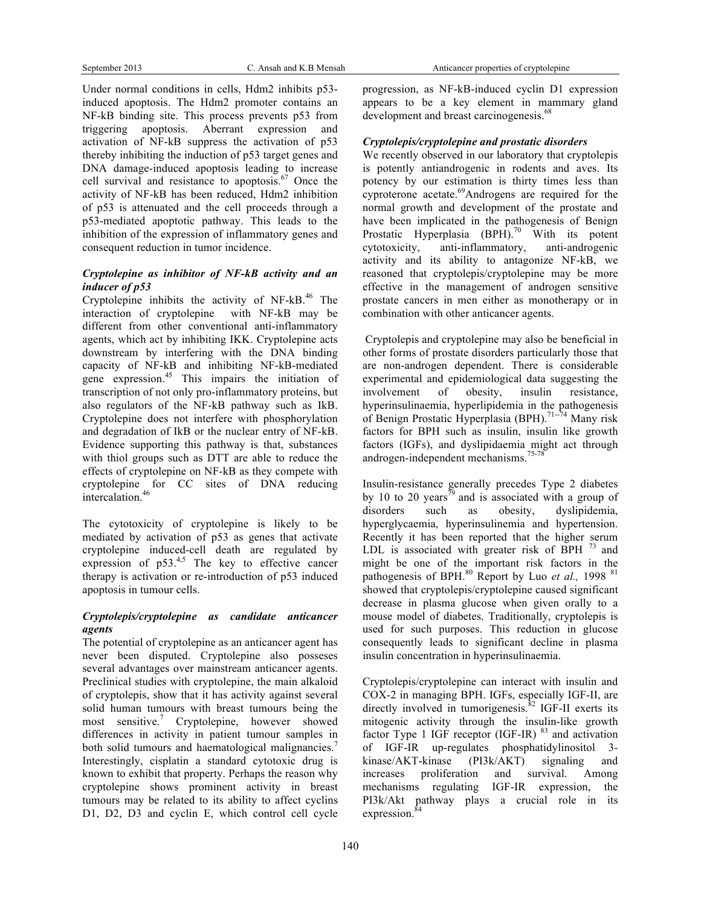Under normal conditions in cells, Hdm2 inhibits p53-induced apoptosis. The Hdm2 promoter contains an NF-kB binding site. This process prevents p53 from triggering apoptosis. Aberrant expression and activation of NF-kB suppress the activation of p53 thereby inhibiting the induction of p53 target genes and DNA damage-induced apoptosis leading to increase cell survival and resistance to apoptosis.[67] Once the activity of NF-kB has been reduced, Hdm2 inhibition of p53 is attenuated and the cell proceeds through a p53-mediated apoptotic pathway. This leads to the inhibition of the expression of inflammatory genes and consequent reduction in tumor incidence.

### *Cryptolepine as inhibitor of NF-kB activity and an inducer of p53*

Cryptolepine inhibits the activity of NF-kB.[46] The interaction of cryptolepine with NF-kB may be different from other conventional anti-inflammatory agents, which act by inhibiting IKK. Cryptolepine acts downstream by interfering with the DNA binding capacity of NF-kB and inhibiting NF-kB-mediated gene expression.[45] This impairs the initiation of transcription of not only pro-inflammatory proteins, but also regulators of the NF-kB pathway such as IkB. Cryptolepine does not interfere with phosphorylation and degradation of IkB or the nuclear entry of NF-kB. Evidence supporting this pathway is that, substances with thiol groups such as DTT are able to reduce the effects of cryptolepine on NF-kB as they compete with cryptolepine for CC sites of DNA reducing intercalation.[46]

The cytotoxicity of cryptolepine is likely to be mediated by activation of p53 as genes that activate cryptolepine induced-cell death are regulated by expression of p53.[4,5] The key to effective cancer therapy is activation or re-introduction of p53 induced apoptosis in tumour cells.

### *Cryptolepis/cryptolepine as candidate anticancer agents*

The potential of cryptolepine as an anticancer agent has never been disputed. Cryptolepine also posseses several advantages over mainstream anticancer agents. Preclinical studies with cryptolepine, the main alkaloid of cryptolepis, show that it has activity against several solid human tumours with breast tumours being the most sensitive.[7] Cryptolepine, however showed differences in activity in patient tumour samples in both solid tumours and haematological malignancies.[7] Interestingly, cisplatin a standard cytotoxic drug is known to exhibit that property. Perhaps the reason why cryptolepine shows prominent activity in breast tumours may be related to its ability to affect cyclins D1, D2, D3 and cyclin E, which control cell cycle progression, as NF-kB-induced cyclin D1 expression appears to be a key element in mammary gland development and breast carcinogenesis.[68]

### *Cryptolepis/cryptolepine and prostatic disorders*

We recently observed in our laboratory that cryptolepis is potently antiandrogenic in rodents and aves. Its potency by our estimation is thirty times less than cyproterone acetate.[69] Androgens are required for the normal growth and development of the prostate and have been implicated in the pathogenesis of Benign Prostatic Hyperplasia (BPH).[70] With its potent cytotoxicity, anti-inflammatory, anti-androgenic activity and its ability to antagonize NF-kB, we reasoned that cryptolepis/cryptolepine may be more effective in the management of androgen sensitive prostate cancers in men either as monotherapy or in combination with other anticancer agents.

Cryptolepis and cryptolepine may also be beneficial in other forms of prostate disorders particularly those that are non-androgen dependent. There is considerable experimental and epidemiological data suggesting the involvement of obesity, insulin resistance, hyperinsulinaemia, hyperlipidemia in the pathogenesis of Benign Prostatic Hyperplasia (BPH).[71–74] Many risk factors for BPH such as insulin, insulin like growth factors (IGFs), and dyslipidaemia might act through androgen-independent mechanisms.[75-78]

Insulin-resistance generally precedes Type 2 diabetes by 10 to 20 years[79] and is associated with a group of disorders such as obesity, dyslipidemia, hyperglycaemia, hyperinsulinemia and hypertension. Recently it has been reported that the higher serum LDL is associated with greater risk of BPH [73] and might be one of the important risk factors in the pathogenesis of BPH.[80] Report by Luo *et al.,* 1998 [81] showed that cryptolepis/cryptolepine caused significant decrease in plasma glucose when given orally to a mouse model of diabetes. Traditionally, cryptolepis is used for such purposes. This reduction in glucose consequently leads to significant decline in plasma insulin concentration in hyperinsulinaemia.

Cryptolepis/cryptolepine can interact with insulin and COX-2 in managing BPH. IGFs, especially IGF-II, are directly involved in tumorigenesis.[82] IGF-II exerts its mitogenic activity through the insulin-like growth factor Type 1 IGF receptor (IGF-IR) [83] and activation of IGF-IR up-regulates phosphatidylinositol 3-kinase/AKT-kinase (PI3k/AKT) signaling and increases proliferation and survival. Among mechanisms regulating IGF-IR expression, the PI3k/Akt pathway plays a crucial role in its expression.[84]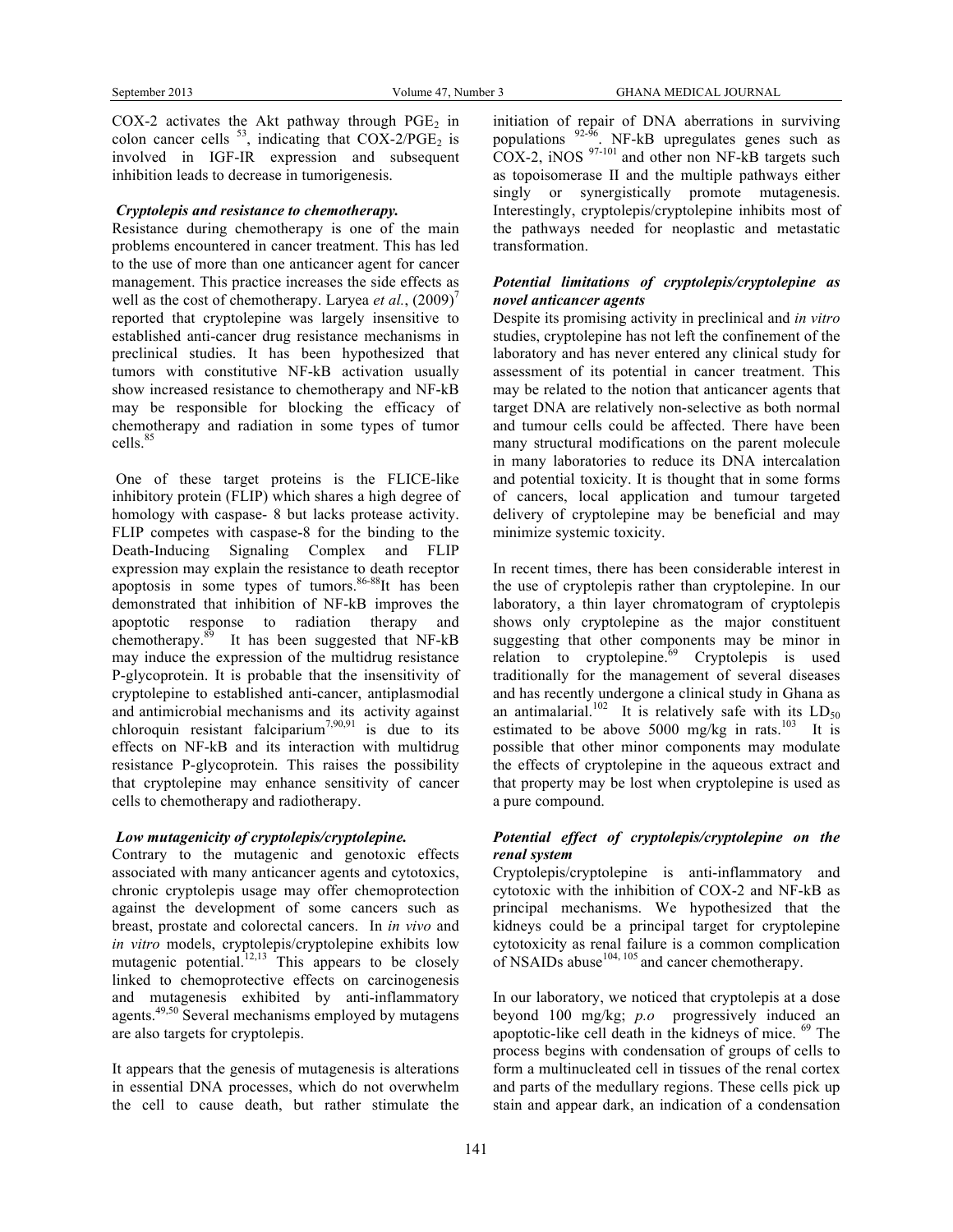COX-2 activates the Akt pathway through $PGE_2$ in colon cancer cells [53], indicating that COX-2/$PGE_2$ is involved in IGF-IR expression and subsequent inhibition leads to decrease in tumorigenesis.

***Cryptolepis and resistance to chemotherapy.***

Resistance during chemotherapy is one of the main problems encountered in cancer treatment. This has led to the use of more than one anticancer agent for cancer management. This practice increases the side effects as well as the cost of chemotherapy. Laryea *et al.*, (2009)[7] reported that cryptolepine was largely insensitive to established anti-cancer drug resistance mechanisms in preclinical studies. It has been hypothesized that tumors with constitutive NF-kB activation usually show increased resistance to chemotherapy and NF-kB may be responsible for blocking the efficacy of chemotherapy and radiation in some types of tumor cells.[85]

One of these target proteins is the FLICE-like inhibitory protein (FLIP) which shares a high degree of homology with caspase- 8 but lacks protease activity. FLIP competes with caspase-8 for the binding to the Death-Inducing Signaling Complex and FLIP expression may explain the resistance to death receptor apoptosis in some types of tumors.[86-88]It has been demonstrated that inhibition of NF-kB improves the apoptotic response to radiation therapy and chemotherapy.[89] It has been suggested that NF-kB may induce the expression of the multidrug resistance P-glycoprotein. It is probable that the insensitivity of cryptolepine to established anti-cancer, antiplasmodial and antimicrobial mechanisms and its activity against chloroquin resistant falciparium[7,90,91] is due to its effects on NF-kB and its interaction with multidrug resistance P-glycoprotein. This raises the possibility that cryptolepine may enhance sensitivity of cancer cells to chemotherapy and radiotherapy.

***Low mutagenicity of cryptolepis/cryptolepine.***

Contrary to the mutagenic and genotoxic effects associated with many anticancer agents and cytotoxics, chronic cryptolepis usage may offer chemoprotection against the development of some cancers such as breast, prostate and colorectal cancers. In *in vivo* and *in vitro* models, cryptolepis/cryptolepine exhibits low mutagenic potential.[12,13] This appears to be closely linked to chemoprotective effects on carcinogenesis and mutagenesis exhibited by anti-inflammatory agents.[49,50] Several mechanisms employed by mutagens are also targets for cryptolepis.

It appears that the genesis of mutagenesis is alterations in essential DNA processes, which do not overwhelm the cell to cause death, but rather stimulate the initiation of repair of DNA aberrations in surviving populations [92-96]. NF-kB upregulates genes such as COX-2, iNOS [97-101] and other non NF-kB targets such as topoisomerase II and the multiple pathways either singly or synergistically promote mutagenesis. Interestingly, cryptolepis/cryptolepine inhibits most of the pathways needed for neoplastic and metastatic transformation.

***Potential limitations of cryptolepis/cryptolepine as novel anticancer agents***

Despite its promising activity in preclinical and *in vitro* studies, cryptolepine has not left the confinement of the laboratory and has never entered any clinical study for assessment of its potential in cancer treatment. This may be related to the notion that anticancer agents that target DNA are relatively non-selective as both normal and tumour cells could be affected. There have been many structural modifications on the parent molecule in many laboratories to reduce its DNA intercalation and potential toxicity. It is thought that in some forms of cancers, local application and tumour targeted delivery of cryptolepine may be beneficial and may minimize systemic toxicity.

In recent times, there has been considerable interest in the use of cryptolepis rather than cryptolepine. In our laboratory, a thin layer chromatogram of cryptolepis shows only cryptolepine as the major constituent suggesting that other components may be minor in relation to cryptolepine.[69] Cryptolepis is used traditionally for the management of several diseases and has recently undergone a clinical study in Ghana as an antimalarial.[102] It is relatively safe with its $LD_{50}$ estimated to be above 5000 mg/kg in rats.[103] It is possible that other minor components may modulate the effects of cryptolepine in the aqueous extract and that property may be lost when cryptolepine is used as a pure compound.

***Potential effect of cryptolepis/cryptolepine on the renal system***

Cryptolepis/cryptolepine is anti-inflammatory and cytotoxic with the inhibition of COX-2 and NF-kB as principal mechanisms. We hypothesized that the kidneys could be a principal target for cryptolepine cytotoxicity as renal failure is a common complication of NSAIDs abuse[104, 105] and cancer chemotherapy.

In our laboratory, we noticed that cryptolepis at a dose beyond 100 mg/kg; *p.o* progressively induced an apoptotic-like cell death in the kidneys of mice. [69] The process begins with condensation of groups of cells to form a multinucleated cell in tissues of the renal cortex and parts of the medullary regions. These cells pick up stain and appear dark, an indication of a condensation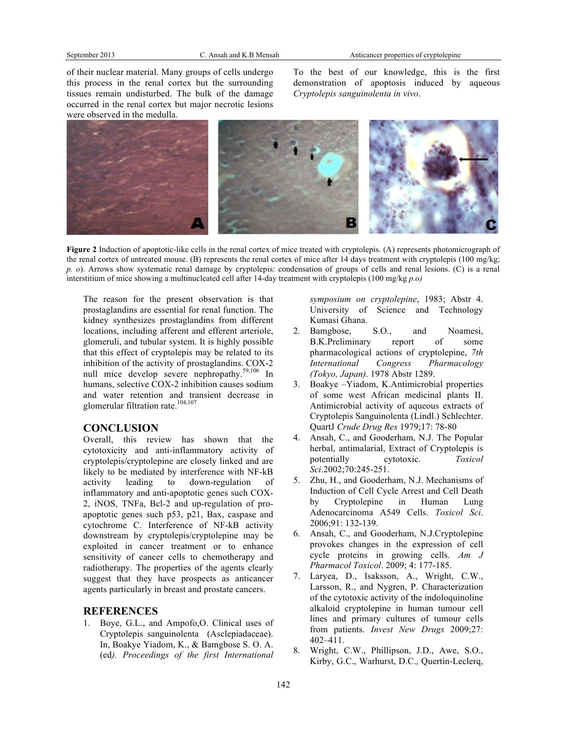of their nuclear material. Many groups of cells undergo this process in the renal cortex but the surrounding tissues remain undisturbed. The bulk of the damage occurred in the renal cortex but major necrotic lesions were observed in the medulla.

To the best of our knowledge, this is the first demonstration of apoptosis induced by aqueous *Cryptolepis sanguinolenta in vivo*.

**Figure 2** Induction of apoptotic-like cells in the renal cortex of mice treated with cryptolepis. (A) represents photomicrograph of the renal cortex of untreated mouse. (B) represents the renal cortex of mice after 14 days treatment with cryptolepis (100 mg/kg; *p. o*). Arrows show systematic renal damage by cryptolepis: condensation of groups of cells and renal lesions. (C) is a renal interstitium of mice showing a multinucleated cell after 14-day treatment with cryptolepis (100 mg/kg *p.o)*

The reason for the present observation is that prostaglandins are essential for renal function. The kidney synthesizes prostaglandins from different locations, including afferent and efferent arteriole, glomeruli, and tubular system. It is highly possible that this effect of cryptolepis may be related to its inhibition of the activity of prostaglandins. COX-2 null mice develop severe nephropathy.[59,106] In humans, selective COX-2 inhibition causes sodium and water retention and transient decrease in glomerular filtration rate.[104,107]

## CONCLUSION

Overall, this review has shown that the cytotoxicity and anti-inflammatory activity of cryptolepis/cryptolepine are closely linked and are likely to be mediated by interference with NF-kB activity leading to down-regulation of inflammatory and anti-apoptotic genes such COX-2, iNOS, TNFa, Bcl-2 and up-regulation of pro-apoptotic genes such p53, p21, Bax, caspase and cytochrome C. Interference of NF-kB activity downstream by cryptolepis/cryptolepine may be exploited in cancer treatment or to enhance sensitivity of cancer cells to chemotherapy and radiotherapy. The properties of the agents clearly suggest that they have prospects as anticancer agents particularly in breast and prostate cancers.

## REFERENCES

1. Boye, G.L., and Ampofo,O. Clinical uses of Cryptolepis sanguinolenta (Asclepiadaceae). In, Boakye Yiadom, K., & Bamgbose S. O. A. (ed*). Proceedings of the first International symposium on cryptolepine*, 1983; Abstr 4. University of Science and Technology Kumasi Ghana.
2. Bamgbose, S.O., and Noamesi, B.K.Preliminary report of some pharmacological actions of cryptolepine, *7th International Congress Pharmacology (Tokyo, Japan)*. 1978 Abstr 1289.
3. Boakye –Yiadom, K.Antimicrobial properties of some west African medicinal plants II. Antimicrobial activity of aqueous extracts of Cryptolepis Sanguinolenta (Lindl.) Schlechter. QuartJ *Crude Drug Res* 1979;17: 78-80
4. Ansah, C., and Gooderham, N.J. The Popular herbal, antimalarial, Extract of Cryptolepis is potentially cytotoxic. *Toxicol Sci*.2002;70:245-251.
5. Zhu, H., and Gooderham, N.J. Mechanisms of Induction of Cell Cycle Arrest and Cell Death by Cryptolepine in Human Lung Adenocarcinoma A549 Cells. *Toxicol Sci*. 2006;91: 132-139.
6. Ansah, C., and Gooderham, N.J.Cryptolepine provokes changes in the expression of cell cycle proteins in growing cells. *Am J Pharmacol Toxicol*. 2009; 4: 177-185.
7. Laryea, D., Isaksson, A., Wright, C.W., Larsson, R., and Nygren, P. Characterization of the cytotoxic activity of the indoloquinoline alkaloid cryptolepine in human tumour cell lines and primary cultures of tumour cells from patients. *Invest New Drugs* 2009;27: 402–411.
8. Wright, C.W., Phillipson, J.D., Awe, S.O., Kirby, G.C., Warhurst, D.C., Quertin-Leclerq,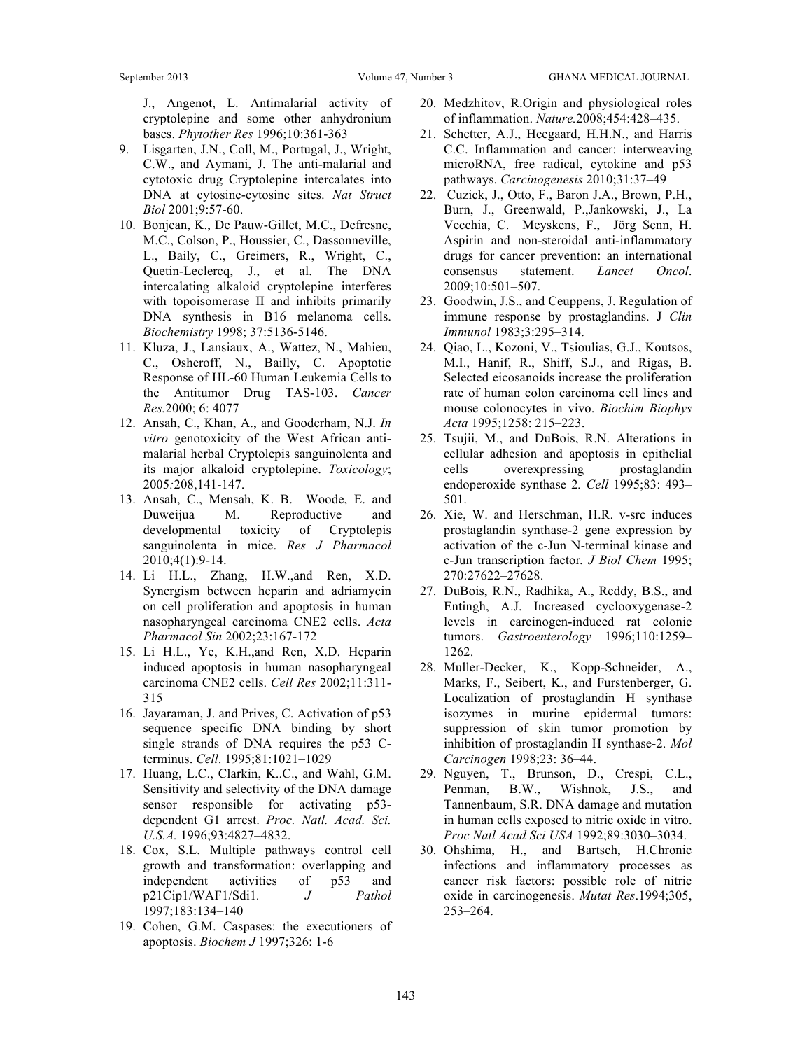J., Angenot, L. Antimalarial activity of cryptolepine and some other anhydronium bases. *Phytother Res* 1996;10:361-363

9. Lisgarten, J.N., Coll, M., Portugal, J., Wright, C.W., and Aymani, J. The anti-malarial and cytotoxic drug Cryptolepine intercalates into DNA at cytosine-cytosine sites. *Nat Struct Biol* 2001;9:57-60.
10. Bonjean, K., De Pauw-Gillet, M.C., Defresne, M.C., Colson, P., Houssier, C., Dassonneville, L., Baily, C., Greimers, R., Wright, C., Quetin-Leclercq, J., et al. The DNA intercalating alkaloid cryptolepine interferes with topoisomerase II and inhibits primarily DNA synthesis in B16 melanoma cells. *Biochemistry* 1998; 37:5136-5146.
11. Kluza, J., Lansiaux, A., Wattez, N., Mahieu, C., Osheroff, N., Bailly, C. Apoptotic Response of HL-60 Human Leukemia Cells to the Antitumor Drug TAS-103. *Cancer Res.*2000; 6: 4077
12. Ansah, C., Khan, A., and Gooderham, N.J. *In vitro* genotoxicity of the West African anti-malarial herbal Cryptolepis sanguinolenta and its major alkaloid cryptolepine. *Toxicology*; 2005*:*208,141-147.
13. Ansah, C., Mensah, K. B. Woode, E. and Duweijua M. Reproductive and developmental toxicity of Cryptolepis sanguinolenta in mice. *Res J Pharmacol* 2010;4(1):9-14.
14. Li H.L., Zhang, H.W.,and Ren, X.D. Synergism between heparin and adriamycin on cell proliferation and apoptosis in human nasopharyngeal carcinoma CNE2 cells. *Acta Pharmacol Sin* 2002;23:167-172
15. Li H.L., Ye, K.H.,and Ren, X.D. Heparin induced apoptosis in human nasopharyngeal carcinoma CNE2 cells. *Cell Res* 2002;11:311-315
16. Jayaraman, J. and Prives, C. Activation of p53 sequence specific DNA binding by short single strands of DNA requires the p53 C-terminus. *Cell*. 1995;81:1021–1029
17. Huang, L.C., Clarkin, K..C., and Wahl, G.M. Sensitivity and selectivity of the DNA damage sensor responsible for activating p53-dependent G1 arrest. *Proc. Natl. Acad. Sci. U.S.A.* 1996;93:4827–4832.
18. Cox, S.L. Multiple pathways control cell growth and transformation: overlapping and independent activities of p53 and p21Cip1/WAF1/Sdi1. *J Pathol* 1997;183:134–140
19. Cohen, G.M. Caspases: the executioners of apoptosis. *Biochem J* 1997;326: 1-6
20. Medzhitov, R.Origin and physiological roles of inflammation. *Nature.*2008;454:428–435.
21. Schetter, A.J., Heegaard, H.H.N., and Harris C.C. Inflammation and cancer: interweaving microRNA, free radical, cytokine and p53 pathways. *Carcinogenesis* 2010;31:37–49
22. Cuzick, J., Otto, F., Baron J.A., Brown, P.H., Burn, J., Greenwald, P.,Jankowski, J., La Vecchia, C. Meyskens, F., Jörg Senn, H. Aspirin and non-steroidal anti-inflammatory drugs for cancer prevention: an international consensus statement. *Lancet Oncol*. 2009;10:501–507.
23. Goodwin, J.S., and Ceuppens, J. Regulation of immune response by prostaglandins. J *Clin Immunol* 1983;3:295–314.
24. Qiao, L., Kozoni, V., Tsioulias, G.J., Koutsos, M.I., Hanif, R., Shiff, S.J., and Rigas, B. Selected eicosanoids increase the proliferation rate of human colon carcinoma cell lines and mouse colonocytes in vivo. *Biochim Biophys Acta* 1995;1258: 215–223.
25. Tsujii, M., and DuBois, R.N. Alterations in cellular adhesion and apoptosis in epithelial cells overexpressing prostaglandin endoperoxide synthase 2*. Cell* 1995;83: 493–501.
26. Xie, W. and Herschman, H.R. v-src induces prostaglandin synthase-2 gene expression by activation of the c-Jun N-terminal kinase and c-Jun transcription factor*. J Biol Chem* 1995; 270:27622–27628.
27. DuBois, R.N., Radhika, A., Reddy, B.S., and Entingh, A.J. Increased cyclooxygenase-2 levels in carcinogen-induced rat colonic tumors. *Gastroenterology* 1996;110:1259–1262.
28. Muller-Decker, K., Kopp-Schneider, A., Marks, F., Seibert, K., and Furstenberger, G. Localization of prostaglandin H synthase isozymes in murine epidermal tumors: suppression of skin tumor promotion by inhibition of prostaglandin H synthase-2. *Mol Carcinogen* 1998;23: 36–44.
29. Nguyen, T., Brunson, D., Crespi, C.L., Penman, B.W., Wishnok, J.S., and Tannenbaum, S.R. DNA damage and mutation in human cells exposed to nitric oxide in vitro. *Proc Natl Acad Sci USA* 1992;89:3030–3034.
30. Ohshima, H., and Bartsch, H.Chronic infections and inflammatory processes as cancer risk factors: possible role of nitric oxide in carcinogenesis. *Mutat Res*.1994;305, 253–264.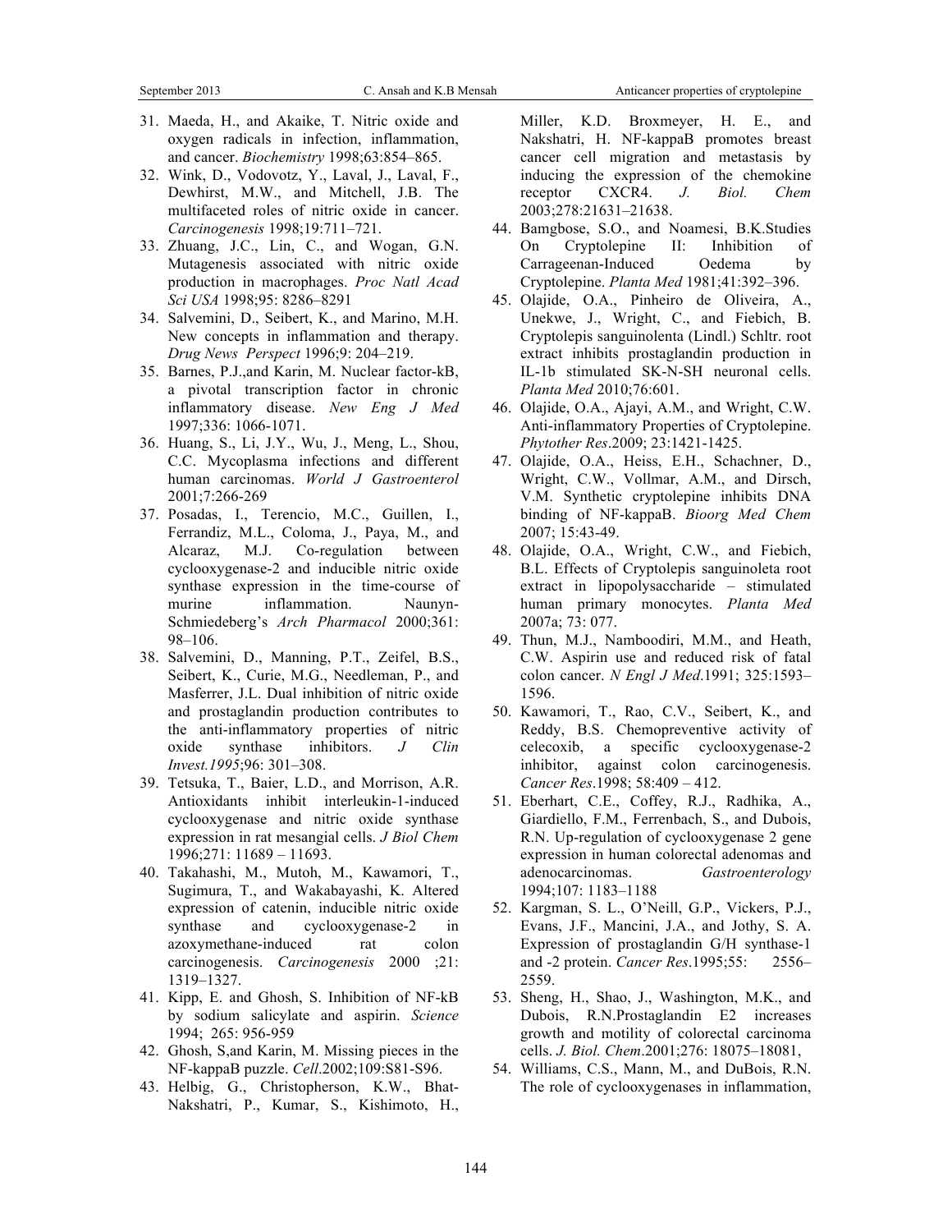31. Maeda, H., and Akaike, T. Nitric oxide and oxygen radicals in infection, inflammation, and cancer. *Biochemistry* 1998;63:854–865.
32. Wink, D., Vodovotz, Y., Laval, J., Laval, F., Dewhirst, M.W., and Mitchell, J.B. The multifaceted roles of nitric oxide in cancer. *Carcinogenesis* 1998;19:711–721.
33. Zhuang, J.C., Lin, C., and Wogan, G.N. Mutagenesis associated with nitric oxide production in macrophages. *Proc Natl Acad Sci USA* 1998;95: 8286–8291
34. Salvemini, D., Seibert, K., and Marino, M.H. New concepts in inflammation and therapy. *Drug News Perspect* 1996;9: 204–219.
35. Barnes, P.J.,and Karin, M. Nuclear factor-kB, a pivotal transcription factor in chronic inflammatory disease. *New Eng J Med* 1997;336: 1066-1071.
36. Huang, S., Li, J.Y., Wu, J., Meng, L., Shou, C.C. Mycoplasma infections and different human carcinomas. *World J Gastroenterol* 2001;7:266-269
37. Posadas, I., Terencio, M.C., Guillen, I., Ferrandiz, M.L., Coloma, J., Paya, M., and Alcaraz, M.J. Co-regulation between cyclooxygenase-2 and inducible nitric oxide synthase expression in the time-course of murine inflammation. Naunyn-Schmiedeberg's *Arch Pharmacol* 2000;361: 98–106.
38. Salvemini, D., Manning, P.T., Zeifel, B.S., Seibert, K., Curie, M.G., Needleman, P., and Masferrer, J.L. Dual inhibition of nitric oxide and prostaglandin production contributes to the anti-inflammatory properties of nitric oxide synthase inhibitors. *J Clin Invest.1995*;96: 301–308.
39. Tetsuka, T., Baier, L.D., and Morrison, A.R. Antioxidants inhibit interleukin-1-induced cyclooxygenase and nitric oxide synthase expression in rat mesangial cells. *J Biol Chem* 1996;271: 11689 – 11693.
40. Takahashi, M., Mutoh, M., Kawamori, T., Sugimura, T., and Wakabayashi, K. Altered expression of catenin, inducible nitric oxide synthase and cyclooxygenase-2 in azoxymethane-induced rat colon carcinogenesis. *Carcinogenesis* 2000 ;21: 1319–1327.
41. Kipp, E. and Ghosh, S. Inhibition of NF-kB by sodium salicylate and aspirin. *Science* 1994; 265: 956-959
42. Ghosh, S,and Karin, M. Missing pieces in the NF-kappaB puzzle. *Cell*.2002;109:S81-S96.
43. Helbig, G., Christopherson, K.W., Bhat-Nakshatri, P., Kumar, S., Kishimoto, H., Miller, K.D. Broxmeyer, H. E., and Nakshatri, H. NF-kappaB promotes breast cancer cell migration and metastasis by inducing the expression of the chemokine receptor CXCR4. *J. Biol. Chem* 2003;278:21631–21638.
44. Bamgbose, S.O., and Noamesi, B.K.Studies On Cryptolepine II: Inhibition of Carrageenan-Induced Oedema by Cryptolepine. *Planta Med* 1981;41:392–396.
45. Olajide, O.A., Pinheiro de Oliveira, A., Unekwe, J., Wright, C., and Fiebich, B. Cryptolepis sanguinolenta (Lindl.) Schltr. root extract inhibits prostaglandin production in IL-1b stimulated SK-N-SH neuronal cells. *Planta Med* 2010;76:601.
46. Olajide, O.A., Ajayi, A.M., and Wright, C.W. Anti-inflammatory Properties of Cryptolepine. *Phytother Res*.2009; 23:1421-1425.
47. Olajide, O.A., Heiss, E.H., Schachner, D., Wright, C.W., Vollmar, A.M., and Dirsch, V.M. Synthetic cryptolepine inhibits DNA binding of NF-kappaB. *Bioorg Med Chem* 2007; 15:43-49.
48. Olajide, O.A., Wright, C.W., and Fiebich, B.L. Effects of Cryptolepis sanguinoleta root extract in lipopolysaccharide – stimulated human primary monocytes. *Planta Med* 2007a; 73: 077.
49. Thun, M.J., Namboodiri, M.M., and Heath, C.W. Aspirin use and reduced risk of fatal colon cancer. *N Engl J Med*.1991; 325:1593–1596.
50. Kawamori, T., Rao, C.V., Seibert, K., and Reddy, B.S. Chemopreventive activity of celecoxib, a specific cyclooxygenase-2 inhibitor, against colon carcinogenesis. *Cancer Res*.1998; 58:409 – 412.
51. Eberhart, C.E., Coffey, R.J., Radhika, A., Giardiello, F.M., Ferrenbach, S., and Dubois, R.N. Up-regulation of cyclooxygenase 2 gene expression in human colorectal adenomas and adenocarcinomas. *Gastroenterology* 1994;107: 1183–1188
52. Kargman, S. L., O'Neill, G.P., Vickers, P.J., Evans, J.F., Mancini, J.A., and Jothy, S. A. Expression of prostaglandin G/H synthase-1 and -2 protein. *Cancer Res*.1995;55: 2556–2559.
53. Sheng, H., Shao, J., Washington, M.K., and Dubois, R.N.Prostaglandin E2 increases growth and motility of colorectal carcinoma cells. *J. Biol. Chem*.2001;276: 18075–18081,
54. Williams, C.S., Mann, M., and DuBois, R.N. The role of cyclooxygenases in inflammation,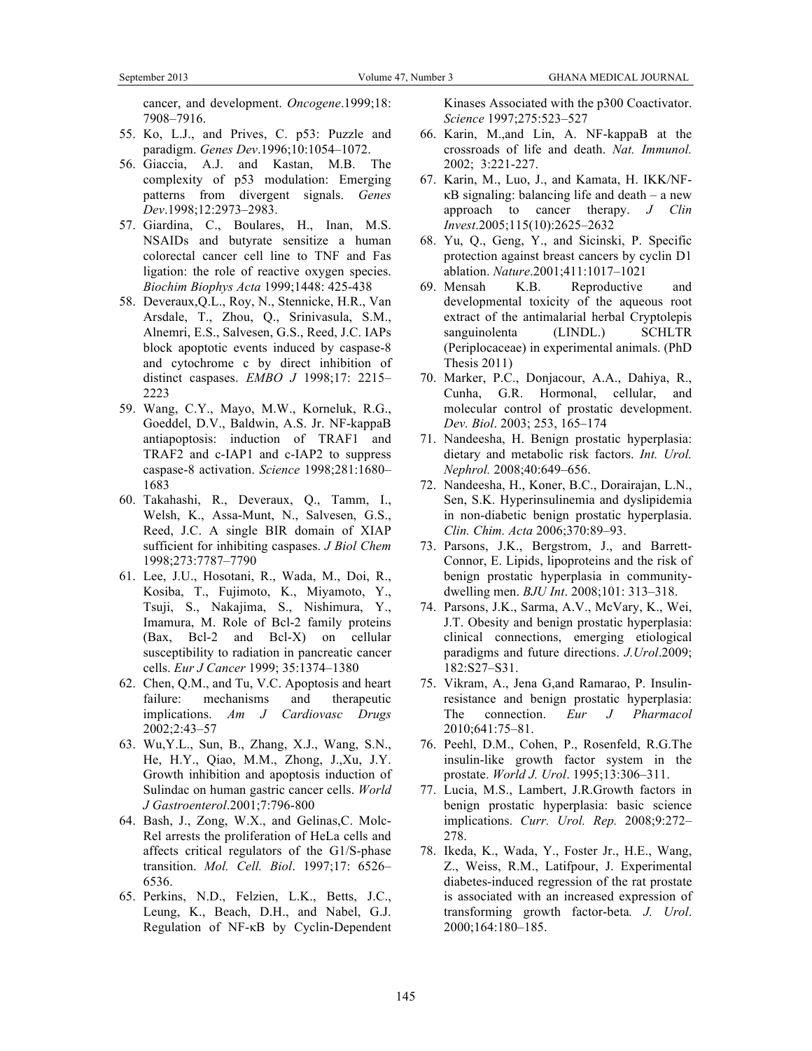cancer, and development. *Oncogene*.1999;18: 7908–7916.

55. Ko, L.J., and Prives, C. p53: Puzzle and paradigm. *Genes Dev*.1996;10:1054–1072.
56. Giaccia, A.J. and Kastan, M.B. The complexity of p53 modulation: Emerging patterns from divergent signals. *Genes Dev*.1998;12:2973–2983.
57. Giardina, C., Boulares, H., Inan, M.S. NSAIDs and butyrate sensitize a human colorectal cancer cell line to TNF and Fas ligation: the role of reactive oxygen species. *Biochim Biophys Acta* 1999;1448: 425-438
58. Deveraux,Q.L., Roy, N., Stennicke, H.R., Van Arsdale, T., Zhou, Q., Srinivasula, S.M., Alnemri, E.S., Salvesen, G.S., Reed, J.C. IAPs block apoptotic events induced by caspase-8 and cytochrome c by direct inhibition of distinct caspases. *EMBO J* 1998;17: 2215–2223
59. Wang, C.Y., Mayo, M.W., Korneluk, R.G., Goeddel, D.V., Baldwin, A.S. Jr. NF-kappaB antiapoptosis: induction of TRAF1 and TRAF2 and c-IAP1 and c-IAP2 to suppress caspase-8 activation. *Science* 1998;281:1680–1683
60. Takahashi, R., Deveraux, Q., Tamm, I., Welsh, K., Assa-Munt, N., Salvesen, G.S., Reed, J.C. A single BIR domain of XIAP sufficient for inhibiting caspases. *J Biol Chem* 1998;273:7787–7790
61. Lee, J.U., Hosotani, R., Wada, M., Doi, R., Kosiba, T., Fujimoto, K., Miyamoto, Y., Tsuji, S., Nakajima, S., Nishimura, Y., Imamura, M. Role of Bcl-2 family proteins (Bax, Bcl-2 and Bcl-X) on cellular susceptibility to radiation in pancreatic cancer cells. *Eur J Cancer* 1999; 35:1374–1380
62. Chen, Q.M., and Tu, V.C. Apoptosis and heart failure: mechanisms and therapeutic implications. *Am J Cardiovasc Drugs* 2002;2:43–57
63. Wu,Y.L., Sun, B., Zhang, X.J., Wang, S.N., He, H.Y., Qiao, M.M., Zhong, J.,Xu, J.Y. Growth inhibition and apoptosis induction of Sulindac on human gastric cancer cells. *World J Gastroenterol*.2001;7:796-800
64. Bash, J., Zong, W.X., and Gelinas,C. Molc-Rel arrests the proliferation of HeLa cells and affects critical regulators of the G1/S-phase transition. *Mol. Cell. Biol*. 1997;17: 6526–6536.
65. Perkins, N.D., Felzien, L.K., Betts, J.C., Leung, K., Beach, D.H., and Nabel, G.J. Regulation of NF-κB by Cyclin-Dependent Kinases Associated with the p300 Coactivator. *Science* 1997;275:523–527
66. Karin, M.,and Lin, A. NF-kappaB at the crossroads of life and death. *Nat. Immunol.* 2002; 3:221-227.
67. Karin, M., Luo, J., and Kamata, H. IKK/NF-κB signaling: balancing life and death – a new approach to cancer therapy. *J Clin Invest*.2005;115(10):2625–2632
68. Yu, Q., Geng, Y., and Sicinski, P. Specific protection against breast cancers by cyclin D1 ablation. *Nature*.2001;411:1017–1021
69. Mensah K.B. Reproductive and developmental toxicity of the aqueous root extract of the antimalarial herbal Cryptolepis sanguinolenta (LINDL.) SCHLTR (Periplocaceae) in experimental animals. (PhD Thesis 2011)
70. Marker, P.C., Donjacour, A.A., Dahiya, R., Cunha, G.R. Hormonal, cellular, and molecular control of prostatic development. *Dev. Biol*. 2003; 253, 165–174
71. Nandeesha, H. Benign prostatic hyperplasia: dietary and metabolic risk factors. *Int. Urol. Nephrol.* 2008;40:649–656.
72. Nandeesha, H., Koner, B.C., Dorairajan, L.N., Sen, S.K. Hyperinsulinemia and dyslipidemia in non-diabetic benign prostatic hyperplasia. *Clin. Chim. Acta* 2006;370:89–93.
73. Parsons, J.K., Bergstrom, J., and Barrett-Connor, E. Lipids, lipoproteins and the risk of benign prostatic hyperplasia in community-dwelling men. *BJU Int*. 2008;101: 313–318.
74. Parsons, J.K., Sarma, A.V., McVary, K., Wei, J.T. Obesity and benign prostatic hyperplasia: clinical connections, emerging etiological paradigms and future directions. *J.Urol*.2009; 182:S27–S31.
75. Vikram, A., Jena G,and Ramarao, P. Insulin-resistance and benign prostatic hyperplasia: The connection. *Eur J Pharmacol* 2010;641:75–81.
76. Peehl, D.M., Cohen, P., Rosenfeld, R.G.The insulin-like growth factor system in the prostate. *World J. Urol*. 1995;13:306–311.
77. Lucia, M.S., Lambert, J.R.Growth factors in benign prostatic hyperplasia: basic science implications. *Curr. Urol. Rep.* 2008;9:272–278.
78. Ikeda, K., Wada, Y., Foster Jr., H.E., Wang, Z., Weiss, R.M., Latifpour, J. Experimental diabetes-induced regression of the rat prostate is associated with an increased expression of transforming growth factor-beta*. J. Urol*. 2000;164:180–185.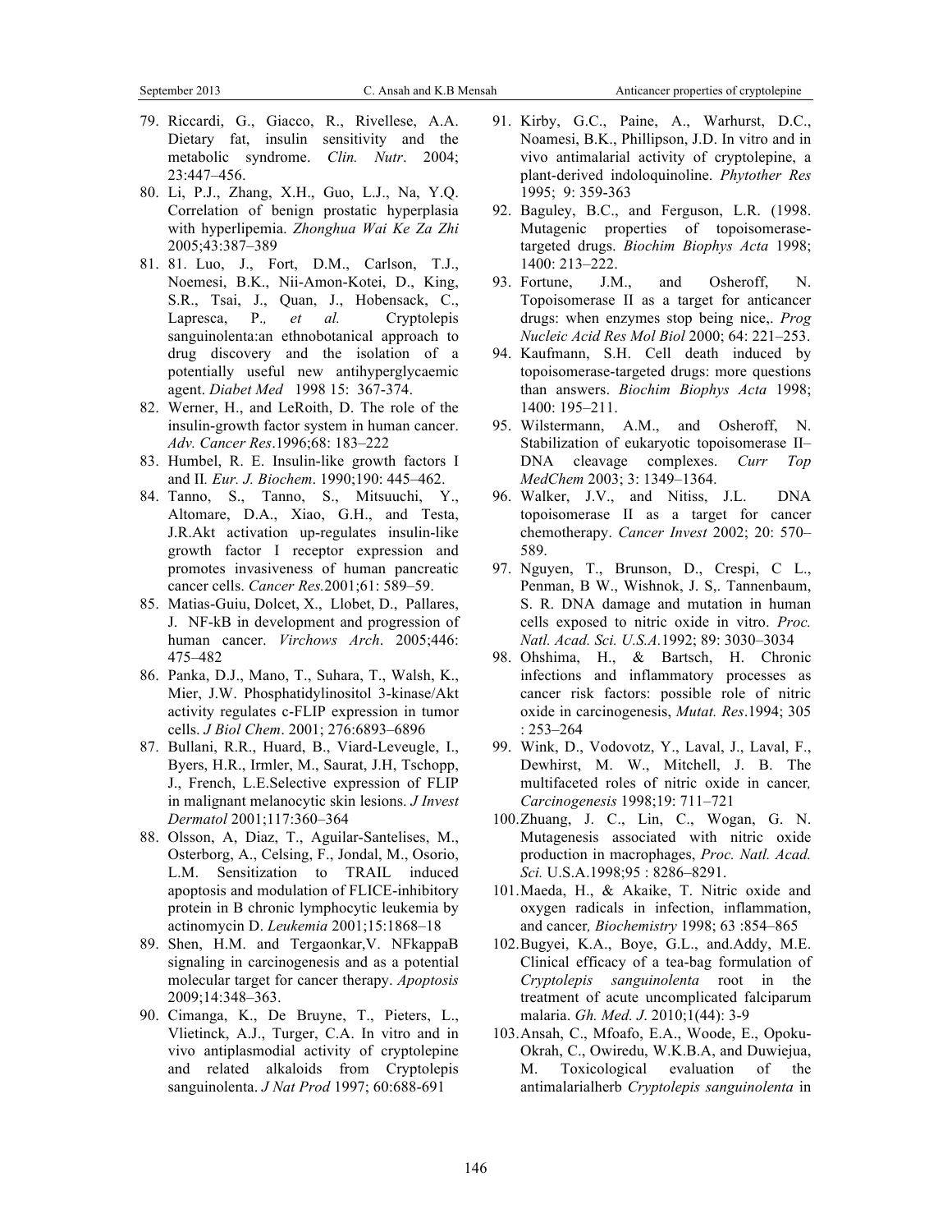79. Riccardi, G., Giacco, R., Rivellese, A.A. Dietary fat, insulin sensitivity and the metabolic syndrome. *Clin. Nutr*. 2004; 23:447–456.
80. Li, P.J., Zhang, X.H., Guo, L.J., Na, Y.Q. Correlation of benign prostatic hyperplasia with hyperlipemia. *Zhonghua Wai Ke Za Zhi* 2005;43:387–389
81. 81. Luo, J., Fort, D.M., Carlson, T.J., Noemesi, B.K., Nii-Amon-Kotei, D., King, S.R., Tsai, J., Quan, J., Hobensack, C., Lapresca, P.*, et al.* Cryptolepis sanguinolenta:an ethnobotanical approach to drug discovery and the isolation of a potentially useful new antihyperglycaemic agent. *Diabet Med* 1998 15: 367-374.
82. Werner, H., and LeRoith, D. The role of the insulin-growth factor system in human cancer. *Adv. Cancer Res*.1996;68: 183–222
83. Humbel, R. E. Insulin-like growth factors I and II*. Eur. J. Biochem*. 1990;190: 445–462.
84. Tanno, S., Tanno, S., Mitsuuchi, Y., Altomare, D.A., Xiao, G.H., and Testa, J.R.Akt activation up-regulates insulin-like growth factor I receptor expression and promotes invasiveness of human pancreatic cancer cells. *Cancer Res.*2001;61: 589–59.
85. Matias-Guiu, Dolcet, X., Llobet, D., Pallares, J. NF-kB in development and progression of human cancer. *Virchows Arch*. 2005;446: 475–482
86. Panka, D.J., Mano, T., Suhara, T., Walsh, K., Mier, J.W. Phosphatidylinositol 3-kinase/Akt activity regulates c-FLIP expression in tumor cells. *J Biol Chem*. 2001; 276:6893–6896
87. Bullani, R.R., Huard, B., Viard-Leveugle, I., Byers, H.R., Irmler, M., Saurat, J.H, Tschopp, J., French, L.E.Selective expression of FLIP in malignant melanocytic skin lesions. *J Invest Dermatol* 2001;117:360–364
88. Olsson, A, Diaz, T., Aguilar-Santelises, M., Osterborg, A., Celsing, F., Jondal, M., Osorio, L.M. Sensitization to TRAIL induced apoptosis and modulation of FLICE-inhibitory protein in B chronic lymphocytic leukemia by actinomycin D. *Leukemia* 2001;15:1868–18
89. Shen, H.M. and Tergaonkar,V. NFkappaB signaling in carcinogenesis and as a potential molecular target for cancer therapy. *Apoptosis* 2009;14:348–363.
90. Cimanga, K., De Bruyne, T., Pieters, L., Vlietinck, A.J., Turger, C.A. In vitro and in vivo antiplasmodial activity of cryptolepine and related alkaloids from Cryptolepis sanguinolenta. *J Nat Prod* 1997; 60:688-691
91. Kirby, G.C., Paine, A., Warhurst, D.C., Noamesi, B.K., Phillipson, J.D. In vitro and in vivo antimalarial activity of cryptolepine, a plant-derived indoloquinoline. *Phytother Res* 1995; 9: 359-363
92. Baguley, B.C., and Ferguson, L.R. (1998. Mutagenic properties of topoisomerase-targeted drugs. *Biochim Biophys Acta* 1998; 1400: 213–222.
93. Fortune, J.M., and Osheroff, N. Topoisomerase II as a target for anticancer drugs: when enzymes stop being nice,. *Prog Nucleic Acid Res Mol Biol* 2000; 64: 221–253.
94. Kaufmann, S.H. Cell death induced by topoisomerase-targeted drugs: more questions than answers. *Biochim Biophys Acta* 1998; 1400: 195–211.
95. Wilstermann, A.M., and Osheroff, N. Stabilization of eukaryotic topoisomerase II–DNA cleavage complexes. *Curr Top MedChem* 2003; 3: 1349–1364.
96. Walker, J.V., and Nitiss, J.L. DNA topoisomerase II as a target for cancer chemotherapy. *Cancer Invest* 2002; 20: 570–589.
97. Nguyen, T., Brunson, D., Crespi, C L., Penman, B W., Wishnok, J. S,. Tannenbaum, S. R. DNA damage and mutation in human cells exposed to nitric oxide in vitro. *Proc. Natl. Acad. Sci. U.S.A.*1992; 89: 3030–3034
98. Ohshima, H., & Bartsch, H. Chronic infections and inflammatory processes as cancer risk factors: possible role of nitric oxide in carcinogenesis, *Mutat. Res*.1994; 305 : 253–264
99. Wink, D., Vodovotz, Y., Laval, J., Laval, F., Dewhirst, M. W., Mitchell, J. B. The multifaceted roles of nitric oxide in cancer*, Carcinogenesis* 1998;19: 711–721
100. Zhuang, J. C., Lin, C., Wogan, G. N. Mutagenesis associated with nitric oxide production in macrophages, *Proc. Natl. Acad. Sci.* U.S.A.1998;95 : 8286–8291.
101. Maeda, H., & Akaike, T. Nitric oxide and oxygen radicals in infection, inflammation, and cancer*, Biochemistry* 1998; 63 :854–865
102. Bugyei, K.A., Boye, G.L., and.Addy, M.E. Clinical efficacy of a tea-bag formulation of *Cryptolepis sanguinolenta* root in the treatment of acute uncomplicated falciparum malaria. *Gh. Med. J*. 2010;1(44): 3-9
103. Ansah, C., Mfoafo, E.A., Woode, E., Opoku-Okrah, C., Owiredu, W.K.B.A, and Duwiejua, M. Toxicological evaluation of the antimalarialherb *Cryptolepis sanguinolenta* in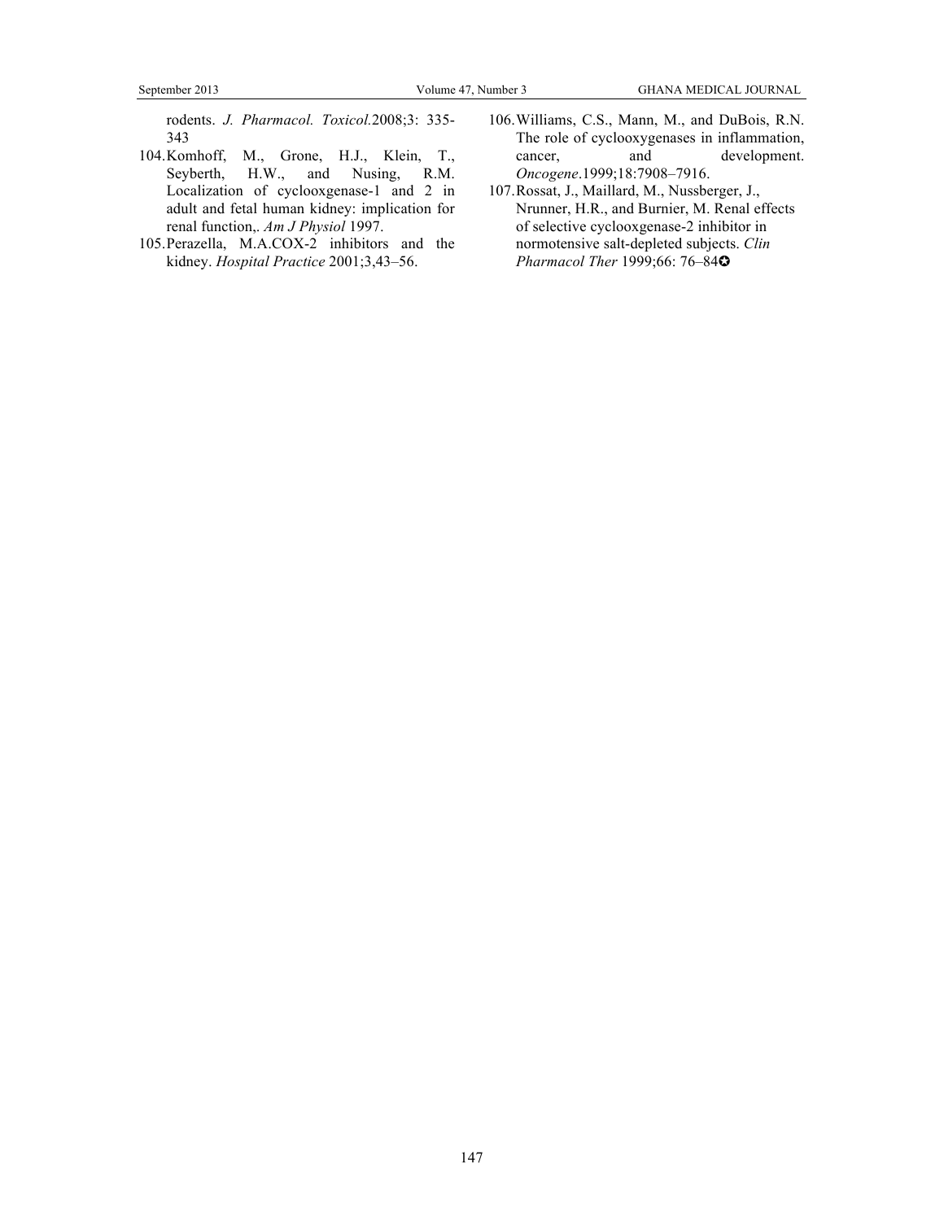rodents. *J. Pharmacol. Toxicol.*2008;3: 335-343

104. Komhoff, M., Grone, H.J., Klein, T., Seyberth, H.W., and Nusing, R.M. Localization of cyclooxgenase-1 and 2 in adult and fetal human kidney: implication for renal function,. *Am J Physiol* 1997.

105. Perazella, M.A.COX-2 inhibitors and the kidney. *Hospital Practice* 2001;3,43–56.

106. Williams, C.S., Mann, M., and DuBois, R.N. The role of cyclooxygenases in inflammation, cancer, and development. *Oncogene*.1999;18:7908–7916.

107. Rossat, J., Maillard, M., Nussberger, J., Nrunner, H.R., and Burnier, M. Renal effects of selective cyclooxgenase-2 inhibitor in normotensive salt-depleted subjects. *Clin Pharmacol Ther* 1999;66: 76–84✪